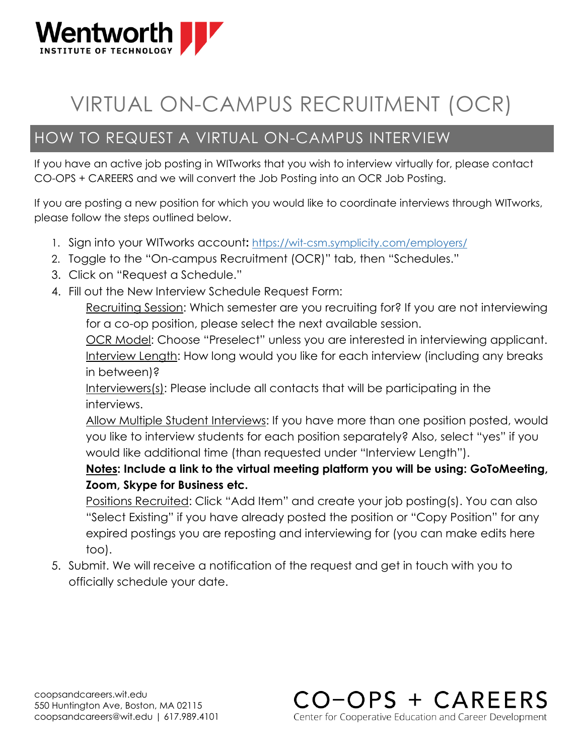Wentworth
INSTITUTE OF TECHNOLOGY

# VIRTUAL ON-CAMPUS RECRUITMENT (OCR)

## HOW TO REQUEST A VIRTUAL ON-CAMPUS INTERVIEW

If you have an active job posting in WITworks that you wish to interview virtually for, please contact CO-OPS + CAREERS and we will convert the Job Posting into an OCR Job Posting.

If you are posting a new position for which you would like to coordinate interviews through WITworks, please follow the steps outlined below.

1. Sign into your WITworks account: https://wit-csm.symplicity.com/employers/
2. Toggle to the "On-campus Recruitment (OCR)" tab, then "Schedules."
3. Click on "Request a Schedule."
4. Fill out the New Interview Schedule Request Form:

   Recruiting Session: Which semester are you recruiting for? If you are not interviewing for a co-op position, please select the next available session.

   OCR Model: Choose "Preselect" unless you are interested in interviewing applicant.

   Interview Length: How long would you like for each interview (including any breaks in between)?

   Interviewers(s): Please include all contacts that will be participating in the interviews.

   Allow Multiple Student Interviews: If you have more than one position posted, would you like to interview students for each position separately? Also, select "yes" if you would like additional time (than requested under "Interview Length").

   **Notes: Include a link to the virtual meeting platform you will be using: GoToMeeting, Zoom, Skype for Business etc.**

   Positions Recruited: Click "Add Item" and create your job posting(s). You can also "Select Existing" if you have already posted the position or "Copy Position" for any expired postings you are reposting and interviewing for (you can make edits here too).
5. Submit. We will receive a notification of the request and get in touch with you to officially schedule your date.

coopsandcareers.wit.edu
550 Huntington Ave, Boston, MA 02115
coopsandcareers@wit.edu | 617.989.4101

CO–OPS + CAREERS
Center for Cooperative Education and Career Development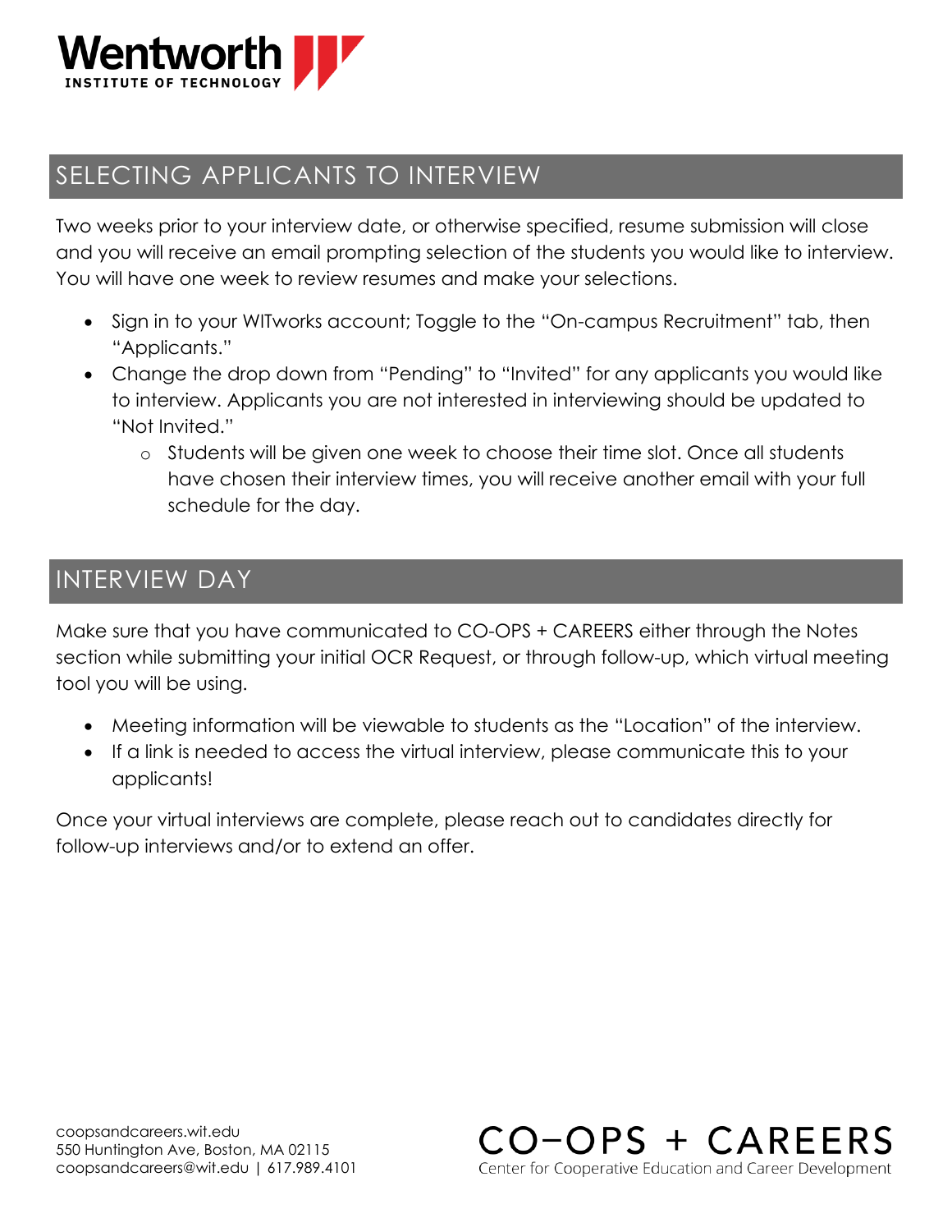## SELECTING APPLICANTS TO INTERVIEW

Two weeks prior to your interview date, or otherwise specified, resume submission will close and you will receive an email prompting selection of the students you would like to interview. You will have one week to review resumes and make your selections.

- Sign in to your WITworks account; Toggle to the "On-campus Recruitment" tab, then "Applicants."
- Change the drop down from "Pending" to "Invited" for any applicants you would like to interview. Applicants you are not interested in interviewing should be updated to "Not Invited."
    - Students will be given one week to choose their time slot. Once all students have chosen their interview times, you will receive another email with your full schedule for the day.

## INTERVIEW DAY

Make sure that you have communicated to CO-OPS + CAREERS either through the Notes section while submitting your initial OCR Request, or through follow-up, which virtual meeting tool you will be using.

- Meeting information will be viewable to students as the "Location" of the interview.
- If a link is needed to access the virtual interview, please communicate this to your applicants!

Once your virtual interviews are complete, please reach out to candidates directly for follow-up interviews and/or to extend an offer.

coopsandcareers.wit.edu
550 Huntington Ave, Boston, MA 02115
coopsandcareers@wit.edu | 617.989.4101

CO–OPS + CAREERS
Center for Cooperative Education and Career Development